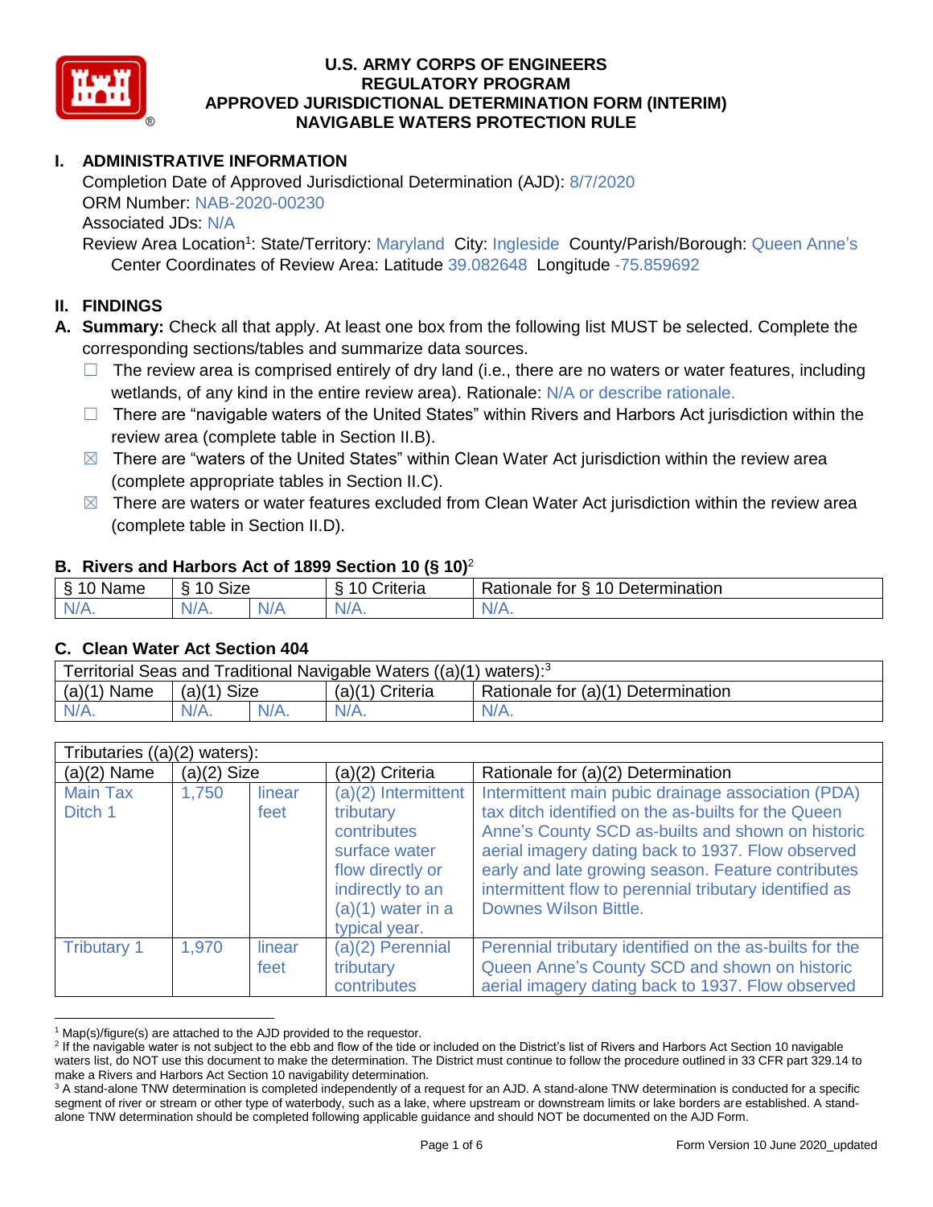# U.S. ARMY CORPS OF ENGINEERS
# REGULATORY PROGRAM
# APPROVED JURISDICTIONAL DETERMINATION FORM (INTERIM)
# NAVIGABLE WATERS PROTECTION RULE

## I. ADMINISTRATIVE INFORMATION

Completion Date of Approved Jurisdictional Determination (AJD): 8/7/2020
ORM Number: NAB-2020-00230
Associated JDs: N/A
Review Area Location[1]: State/Territory: Maryland City: Ingleside County/Parish/Borough: Queen Anne's
Center Coordinates of Review Area: Latitude 39.082648 Longitude -75.859692

## II. FINDINGS

**A. Summary:** Check all that apply. At least one box from the following list MUST be selected. Complete the corresponding sections/tables and summarize data sources.

- ☐ The review area is comprised entirely of dry land (i.e., there are no waters or water features, including wetlands, of any kind in the entire review area). Rationale: N/A or describe rationale.
- ☐ There are "navigable waters of the United States" within Rivers and Harbors Act jurisdiction within the review area (complete table in Section II.B).
- ☒ There are "waters of the United States" within Clean Water Act jurisdiction within the review area (complete appropriate tables in Section II.C).
- ☒ There are waters or water features excluded from Clean Water Act jurisdiction within the review area (complete table in Section II.D).

### B. Rivers and Harbors Act of 1899 Section 10 (§ 10)[2]

| § 10 Name | § 10 Size | | § 10 Criteria | Rationale for § 10 Determination |
|---|---|---|---|---|
| N/A. | N/A. | N/A | N/A. | N/A. |

### C. Clean Water Act Section 404

| Territorial Seas and Traditional Navigable Waters ((a)(1) waters):[3] | | | | |
|---|---|---|---|---|
| (a)(1) Name | (a)(1) Size | | (a)(1) Criteria | Rationale for (a)(1) Determination |
| N/A. | N/A. | N/A. | N/A. | N/A. |

| Tributaries ((a)(2) waters): | | | | |
|---|---|---|---|---|
| (a)(2) Name | (a)(2) Size | | (a)(2) Criteria | Rationale for (a)(2) Determination |
| Main Tax Ditch 1 | 1,750 | linear feet | (a)(2) Intermittent tributary contributes surface water flow directly or indirectly to an (a)(1) water in a typical year. | Intermittent main pubic drainage association (PDA) tax ditch identified on the as-builts for the Queen Anne's County SCD as-builts and shown on historic aerial imagery dating back to 1937. Flow observed early and late growing season. Feature contributes intermittent flow to perennial tributary identified as Downes Wilson Bittle. |
| Tributary 1 | 1,970 | linear feet | (a)(2) Perennial tributary contributes | Perennial tributary identified on the as-builts for the Queen Anne's County SCD and shown on historic aerial imagery dating back to 1937. Flow observed |

[1] Map(s)/figure(s) are attached to the AJD provided to the requestor.
[2] If the navigable water is not subject to the ebb and flow of the tide or included on the District's list of Rivers and Harbors Act Section 10 navigable waters list, do NOT use this document to make the determination. The District must continue to follow the procedure outlined in 33 CFR part 329.14 to make a Rivers and Harbors Act Section 10 navigability determination.
[3] A stand-alone TNW determination is completed independently of a request for an AJD. A stand-alone TNW determination is conducted for a specific segment of river or stream or other type of waterbody, such as a lake, where upstream or downstream limits or lake borders are established. A stand-alone TNW determination should be completed following applicable guidance and should NOT be documented on the AJD Form.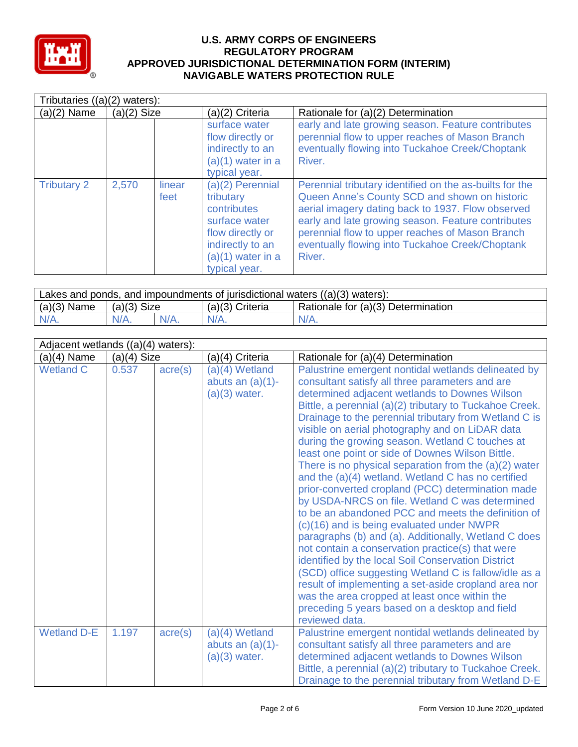# U.S. ARMY CORPS OF ENGINEERS
# REGULATORY PROGRAM
# APPROVED JURISDICTIONAL DETERMINATION FORM (INTERIM)
# NAVIGABLE WATERS PROTECTION RULE

| Tributaries ((a)(2) waters): | | | | |
|---|---|---|---|---|
| (a)(2) Name | (a)(2) Size | | (a)(2) Criteria | Rationale for (a)(2) Determination |
| | | | surface water flow directly or indirectly to an (a)(1) water in a typical year. | early and late growing season. Feature contributes perennial flow to upper reaches of Mason Branch eventually flowing into Tuckahoe Creek/Choptank River. |
| Tributary 2 | 2,570 | linear feet | (a)(2) Perennial tributary contributes surface water flow directly or indirectly to an (a)(1) water in a typical year. | Perennial tributary identified on the as-builts for the Queen Anne's County SCD and shown on historic aerial imagery dating back to 1937. Flow observed early and late growing season. Feature contributes perennial flow to upper reaches of Mason Branch eventually flowing into Tuckahoe Creek/Choptank River. |

| Lakes and ponds, and impoundments of jurisdictional waters ((a)(3) waters): | | | | |
|---|---|---|---|---|
| (a)(3) Name | (a)(3) Size | | (a)(3) Criteria | Rationale for (a)(3) Determination |
| N/A. | N/A. | N/A. | N/A. | N/A. |

| Adjacent wetlands ((a)(4) waters): | | | | |
|---|---|---|---|---|
| (a)(4) Name | (a)(4) Size | | (a)(4) Criteria | Rationale for (a)(4) Determination |
| Wetland C | 0.537 | acre(s) | (a)(4) Wetland abuts an (a)(1)-(a)(3) water. | Palustrine emergent nontidal wetlands delineated by consultant satisfy all three parameters and are determined adjacent wetlands to Downes Wilson Bittle, a perennial (a)(2) tributary to Tuckahoe Creek. Drainage to the perennial tributary from Wetland C is visible on aerial photography and on LiDAR data during the growing season. Wetland C touches at least one point or side of Downes Wilson Bittle. There is no physical separation from the (a)(2) water and the (a)(4) wetland. Wetland C has no certified prior-converted cropland (PCC) determination made by USDA-NRCS on file. Wetland C was determined to be an abandoned PCC and meets the definition of (c)(16) and is being evaluated under NWPR paragraphs (b) and (a). Additionally, Wetland C does not contain a conservation practice(s) that were identified by the local Soil Conservation District (SCD) office suggesting Wetland C is fallow/idle as a result of implementing a set-aside cropland area nor was the area cropped at least once within the preceding 5 years based on a desktop and field reviewed data. |
| Wetland D-E | 1.197 | acre(s) | (a)(4) Wetland abuts an (a)(1)-(a)(3) water. | Palustrine emergent nontidal wetlands delineated by consultant satisfy all three parameters and are determined adjacent wetlands to Downes Wilson Bittle, a perennial (a)(2) tributary to Tuckahoe Creek. Drainage to the perennial tributary from Wetland D-E |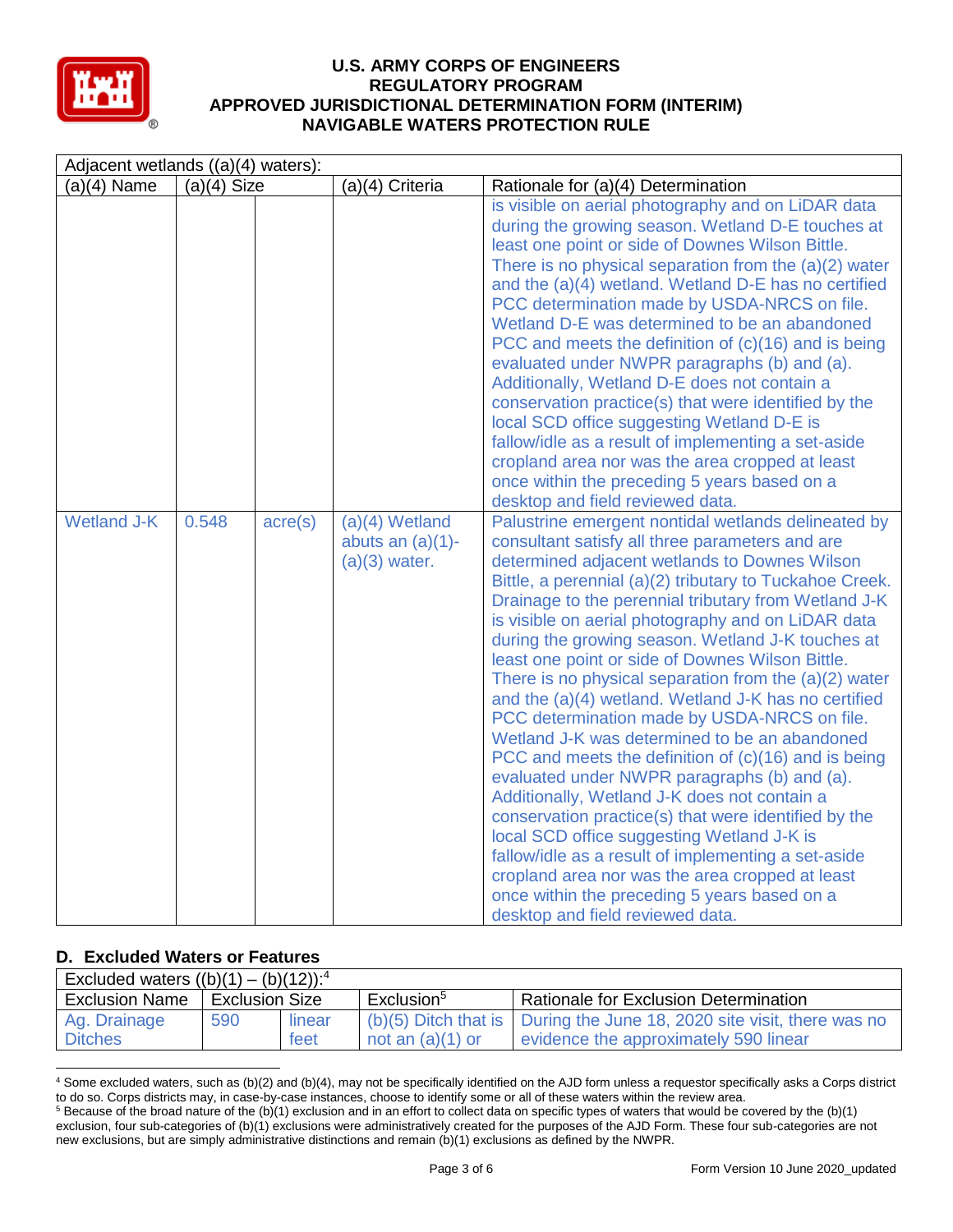| Adjacent wetlands ((a)(4) waters): | | | | |
|---|---|---|---|---|
| (a)(4) Name | (a)(4) Size | | (a)(4) Criteria | Rationale for (a)(4) Determination |
| | | | | is visible on aerial photography and on LiDAR data during the growing season. Wetland D-E touches at least one point or side of Downes Wilson Bittle. There is no physical separation from the (a)(2) water and the (a)(4) wetland. Wetland D-E has no certified PCC determination made by USDA-NRCS on file. Wetland D-E was determined to be an abandoned PCC and meets the definition of (c)(16) and is being evaluated under NWPR paragraphs (b) and (a). Additionally, Wetland D-E does not contain a conservation practice(s) that were identified by the local SCD office suggesting Wetland D-E is fallow/idle as a result of implementing a set-aside cropland area nor was the area cropped at least once within the preceding 5 years based on a desktop and field reviewed data. |
| Wetland J-K | 0.548 | acre(s) | (a)(4) Wetland abuts an (a)(1)-(a)(3) water. | Palustrine emergent nontidal wetlands delineated by consultant satisfy all three parameters and are determined adjacent wetlands to Downes Wilson Bittle, a perennial (a)(2) tributary to Tuckahoe Creek. Drainage to the perennial tributary from Wetland J-K is visible on aerial photography and on LiDAR data during the growing season. Wetland J-K touches at least one point or side of Downes Wilson Bittle. There is no physical separation from the (a)(2) water and the (a)(4) wetland. Wetland J-K has no certified PCC determination made by USDA-NRCS on file. Wetland J-K was determined to be an abandoned PCC and meets the definition of (c)(16) and is being evaluated under NWPR paragraphs (b) and (a). Additionally, Wetland J-K does not contain a conservation practice(s) that were identified by the local SCD office suggesting Wetland J-K is fallow/idle as a result of implementing a set-aside cropland area nor was the area cropped at least once within the preceding 5 years based on a desktop and field reviewed data. |

## D. Excluded Waters or Features

| Excluded waters ((b)(1) – (b)(12)):[4] | | | | |
|---|---|---|---|---|
| Exclusion Name | Exclusion Size | | Exclusion[5] | Rationale for Exclusion Determination |
| Ag. Drainage Ditches | 590 | linear feet | (b)(5) Ditch that is not an (a)(1) or | During the June 18, 2020 site visit, there was no evidence the approximately 590 linear |

[4] Some excluded waters, such as (b)(2) and (b)(4), may not be specifically identified on the AJD form unless a requestor specifically asks a Corps district to do so. Corps districts may, in case-by-case instances, choose to identify some or all of these waters within the review area.

[5] Because of the broad nature of the (b)(1) exclusion and in an effort to collect data on specific types of waters that would be covered by the (b)(1) exclusion, four sub-categories of (b)(1) exclusions were administratively created for the purposes of the AJD Form. These four sub-categories are not new exclusions, but are simply administrative distinctions and remain (b)(1) exclusions as defined by the NWPR.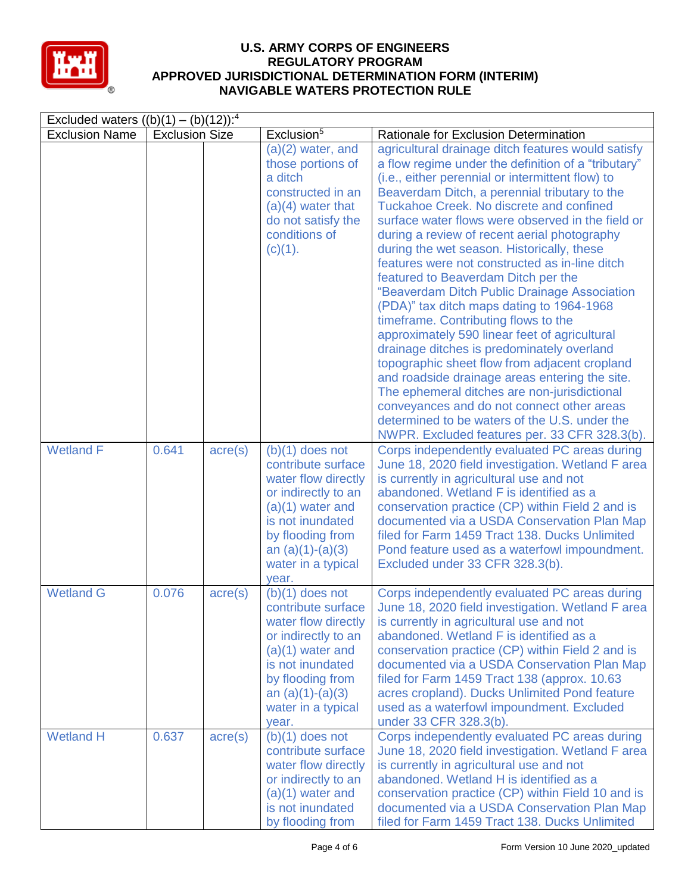# U.S. ARMY CORPS OF ENGINEERS
## REGULATORY PROGRAM
## APPROVED JURISDICTIONAL DETERMINATION FORM (INTERIM)
## NAVIGABLE WATERS PROTECTION RULE

| Excluded waters ((b)(1) – (b)(12)):[4] | | | | |
|---|---|---|---|---|
| Exclusion Name | Exclusion Size | | Exclusion[5] | Rationale for Exclusion Determination |
| | | | (a)(2) water, and those portions of a ditch constructed in an (a)(4) water that do not satisfy the conditions of (c)(1). | agricultural drainage ditch features would satisfy a flow regime under the definition of a "tributary" (i.e., either perennial or intermittent flow) to Beaverdam Ditch, a perennial tributary to the Tuckahoe Creek. No discrete and confined surface water flows were observed in the field or during a review of recent aerial photography during the wet season. Historically, these features were not constructed as in-line ditch featured to Beaverdam Ditch per the "Beaverdam Ditch Public Drainage Association (PDA)" tax ditch maps dating to 1964-1968 timeframe. Contributing flows to the approximately 590 linear feet of agricultural drainage ditches is predominately overland topographic sheet flow from adjacent cropland and roadside drainage areas entering the site. The ephemeral ditches are non-jurisdictional conveyances and do not connect other areas determined to be waters of the U.S. under the NWPR. Excluded features per. 33 CFR 328.3(b). |
| Wetland F | 0.641 | acre(s) | (b)(1) does not contribute surface water flow directly or indirectly to an (a)(1) water and is not inundated by flooding from an (a)(1)-(a)(3) water in a typical year. | Corps independently evaluated PC areas during June 18, 2020 field investigation. Wetland F area is currently in agricultural use and not abandoned. Wetland F is identified as a conservation practice (CP) within Field 2 and is documented via a USDA Conservation Plan Map filed for Farm 1459 Tract 138. Ducks Unlimited Pond feature used as a waterfowl impoundment. Excluded under 33 CFR 328.3(b). |
| Wetland G | 0.076 | acre(s) | (b)(1) does not contribute surface water flow directly or indirectly to an (a)(1) water and is not inundated by flooding from an (a)(1)-(a)(3) water in a typical year. | Corps independently evaluated PC areas during June 18, 2020 field investigation. Wetland F area is currently in agricultural use and not abandoned. Wetland F is identified as a conservation practice (CP) within Field 2 and is documented via a USDA Conservation Plan Map filed for Farm 1459 Tract 138 (approx. 10.63 acres cropland). Ducks Unlimited Pond feature used as a waterfowl impoundment. Excluded under 33 CFR 328.3(b). |
| Wetland H | 0.637 | acre(s) | (b)(1) does not contribute surface water flow directly or indirectly to an (a)(1) water and is not inundated by flooding from | Corps independently evaluated PC areas during June 18, 2020 field investigation. Wetland F area is currently in agricultural use and not abandoned. Wetland H is identified as a conservation practice (CP) within Field 10 and is documented via a USDA Conservation Plan Map filed for Farm 1459 Tract 138. Ducks Unlimited |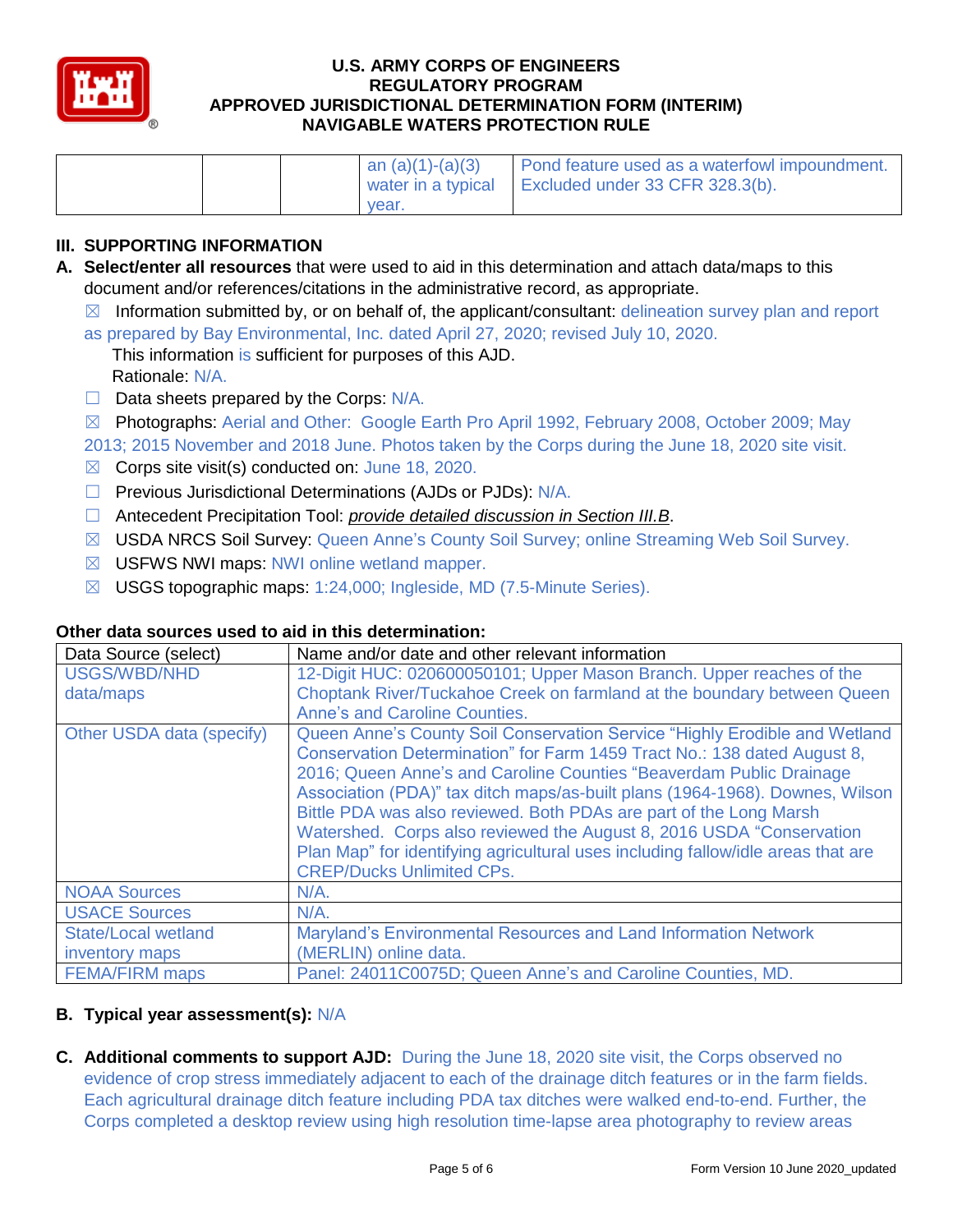|  |  |  | an (a)(1)-(a)(3) water in a typical year. | Pond feature used as a waterfowl impoundment. Excluded under 33 CFR 328.3(b). |
|---|---|---|---|---|

## III. SUPPORTING INFORMATION

**A. Select/enter all resources** that were used to aid in this determination and attach data/maps to this document and/or references/citations in the administrative record, as appropriate.

☒ Information submitted by, or on behalf of, the applicant/consultant: delineation survey plan and report as prepared by Bay Environmental, Inc. dated April 27, 2020; revised July 10, 2020.

This information is sufficient for purposes of this AJD.

Rationale: N/A.

☐ Data sheets prepared by the Corps: N/A.

☒ Photographs: Aerial and Other: Google Earth Pro April 1992, February 2008, October 2009; May 2013; 2015 November and 2018 June. Photos taken by the Corps during the June 18, 2020 site visit.

☒ Corps site visit(s) conducted on: June 18, 2020.

☐ Previous Jurisdictional Determinations (AJDs or PJDs): N/A.

☐ Antecedent Precipitation Tool: *provide detailed discussion in Section III.B*.

☒ USDA NRCS Soil Survey: Queen Anne's County Soil Survey; online Streaming Web Soil Survey.

☒ USFWS NWI maps: NWI online wetland mapper.

☒ USGS topographic maps: 1:24,000; Ingleside, MD (7.5-Minute Series).

### Other data sources used to aid in this determination:

| Data Source (select) | Name and/or date and other relevant information |
|---|---|
| USGS/WBD/NHD data/maps | 12-Digit HUC: 020600050101; Upper Mason Branch. Upper reaches of the Choptank River/Tuckahoe Creek on farmland at the boundary between Queen Anne's and Caroline Counties. |
| Other USDA data (specify) | Queen Anne's County Soil Conservation Service "Highly Erodible and Wetland Conservation Determination" for Farm 1459 Tract No.: 138 dated August 8, 2016; Queen Anne's and Caroline Counties "Beaverdam Public Drainage Association (PDA)" tax ditch maps/as-built plans (1964-1968). Downes, Wilson Bittle PDA was also reviewed. Both PDAs are part of the Long Marsh Watershed. Corps also reviewed the August 8, 2016 USDA "Conservation Plan Map" for identifying agricultural uses including fallow/idle areas that are CREP/Ducks Unlimited CPs. |
| NOAA Sources | N/A. |
| USACE Sources | N/A. |
| State/Local wetland inventory maps | Maryland's Environmental Resources and Land Information Network (MERLIN) online data. |
| FEMA/FIRM maps | Panel: 24011C0075D; Queen Anne's and Caroline Counties, MD. |

**B. Typical year assessment(s):** N/A

**C. Additional comments to support AJD:** During the June 18, 2020 site visit, the Corps observed no evidence of crop stress immediately adjacent to each of the drainage ditch features or in the farm fields. Each agricultural drainage ditch feature including PDA tax ditches were walked end-to-end. Further, the Corps completed a desktop review using high resolution time-lapse area photography to review areas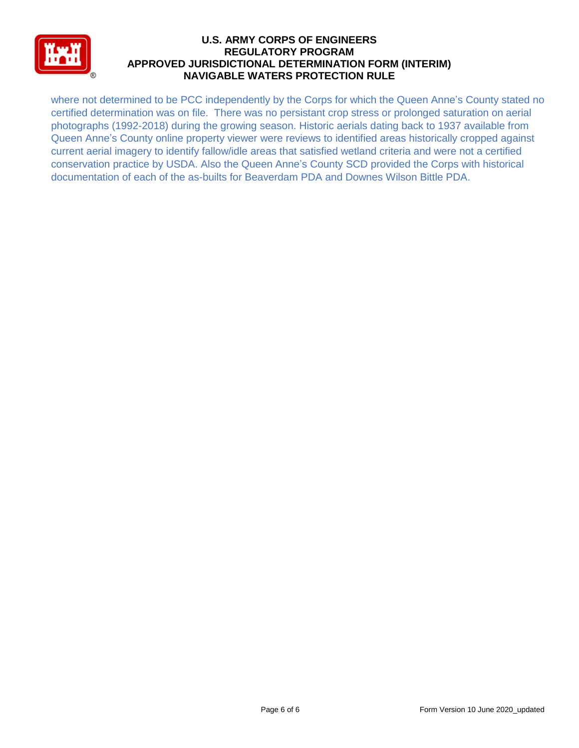where not determined to be PCC independently by the Corps for which the Queen Anne's County stated no certified determination was on file. There was no persistant crop stress or prolonged saturation on aerial photographs (1992-2018) during the growing season. Historic aerials dating back to 1937 available from Queen Anne's County online property viewer were reviews to identified areas historically cropped against current aerial imagery to identify fallow/idle areas that satisfied wetland criteria and were not a certified conservation practice by USDA. Also the Queen Anne's County SCD provided the Corps with historical documentation of each of the as-builts for Beaverdam PDA and Downes Wilson Bittle PDA.